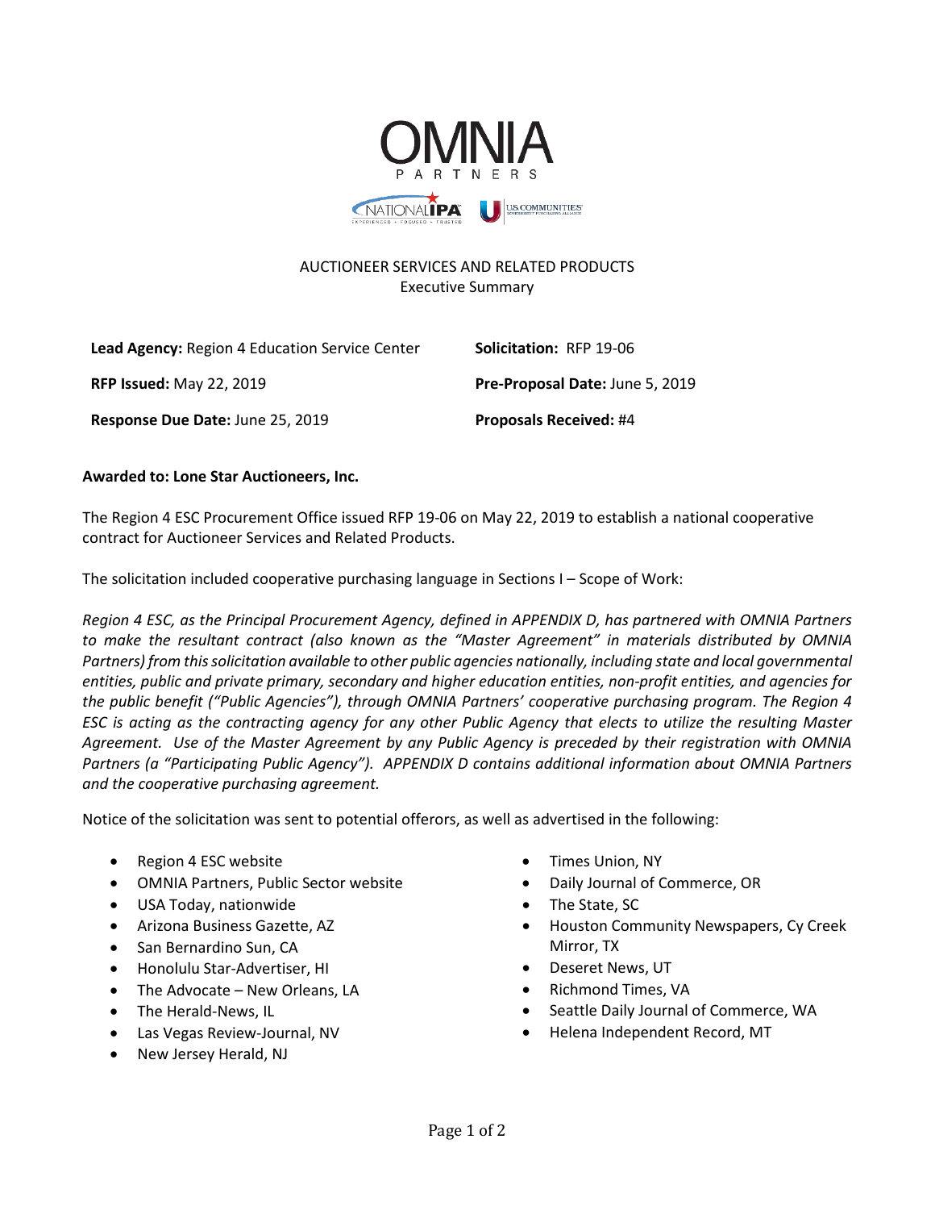OMNIA PARTNERS

NATIONAL IPA · U.S. COMMUNITIES

# AUCTIONEER SERVICES AND RELATED PRODUCTS
Executive Summary

**Lead Agency:** Region 4 Education Service Center

**Solicitation:** RFP 19-06

**RFP Issued:** May 22, 2019

**Pre-Proposal Date:** June 5, 2019

**Response Due Date:** June 25, 2019

**Proposals Received:** #4

**Awarded to: Lone Star Auctioneers, Inc.**

The Region 4 ESC Procurement Office issued RFP 19-06 on May 22, 2019 to establish a national cooperative contract for Auctioneer Services and Related Products.

The solicitation included cooperative purchasing language in Sections I – Scope of Work:

*Region 4 ESC, as the Principal Procurement Agency, defined in APPENDIX D, has partnered with OMNIA Partners to make the resultant contract (also known as the "Master Agreement" in materials distributed by OMNIA Partners) from this solicitation available to other public agencies nationally, including state and local governmental entities, public and private primary, secondary and higher education entities, non-profit entities, and agencies for the public benefit ("Public Agencies"), through OMNIA Partners' cooperative purchasing program. The Region 4 ESC is acting as the contracting agency for any other Public Agency that elects to utilize the resulting Master Agreement. Use of the Master Agreement by any Public Agency is preceded by their registration with OMNIA Partners (a "Participating Public Agency"). APPENDIX D contains additional information about OMNIA Partners and the cooperative purchasing agreement.*

Notice of the solicitation was sent to potential offerors, as well as advertised in the following:

- Region 4 ESC website
- OMNIA Partners, Public Sector website
- USA Today, nationwide
- Arizona Business Gazette, AZ
- San Bernardino Sun, CA
- Honolulu Star-Advertiser, HI
- The Advocate – New Orleans, LA
- The Herald-News, IL
- Las Vegas Review-Journal, NV
- New Jersey Herald, NJ
- Times Union, NY
- Daily Journal of Commerce, OR
- The State, SC
- Houston Community Newspapers, Cy Creek Mirror, TX
- Deseret News, UT
- Richmond Times, VA
- Seattle Daily Journal of Commerce, WA
- Helena Independent Record, MT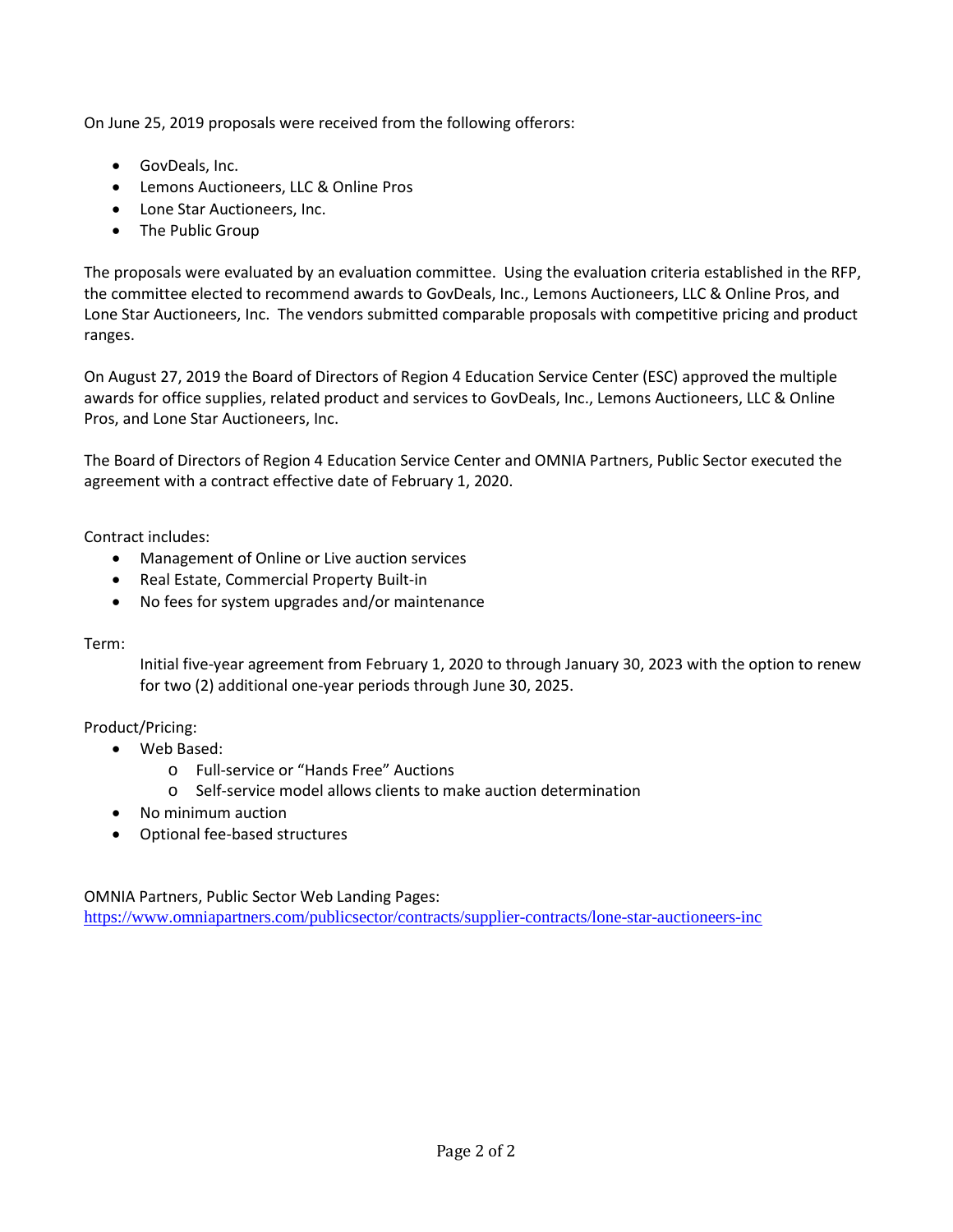On June 25, 2019 proposals were received from the following offerors:

- GovDeals, Inc.
- Lemons Auctioneers, LLC & Online Pros
- Lone Star Auctioneers, Inc.
- The Public Group

The proposals were evaluated by an evaluation committee. Using the evaluation criteria established in the RFP, the committee elected to recommend awards to GovDeals, Inc., Lemons Auctioneers, LLC & Online Pros, and Lone Star Auctioneers, Inc. The vendors submitted comparable proposals with competitive pricing and product ranges.

On August 27, 2019 the Board of Directors of Region 4 Education Service Center (ESC) approved the multiple awards for office supplies, related product and services to GovDeals, Inc., Lemons Auctioneers, LLC & Online Pros, and Lone Star Auctioneers, Inc.

The Board of Directors of Region 4 Education Service Center and OMNIA Partners, Public Sector executed the agreement with a contract effective date of February 1, 2020.

Contract includes:

- Management of Online or Live auction services
- Real Estate, Commercial Property Built-in
- No fees for system upgrades and/or maintenance

Term:

Initial five-year agreement from February 1, 2020 to through January 30, 2023 with the option to renew for two (2) additional one-year periods through June 30, 2025.

Product/Pricing:

- Web Based:
  - Full-service or "Hands Free" Auctions
  - Self-service model allows clients to make auction determination
- No minimum auction
- Optional fee-based structures

OMNIA Partners, Public Sector Web Landing Pages:
https://www.omniapartners.com/publicsector/contracts/supplier-contracts/lone-star-auctioneers-inc